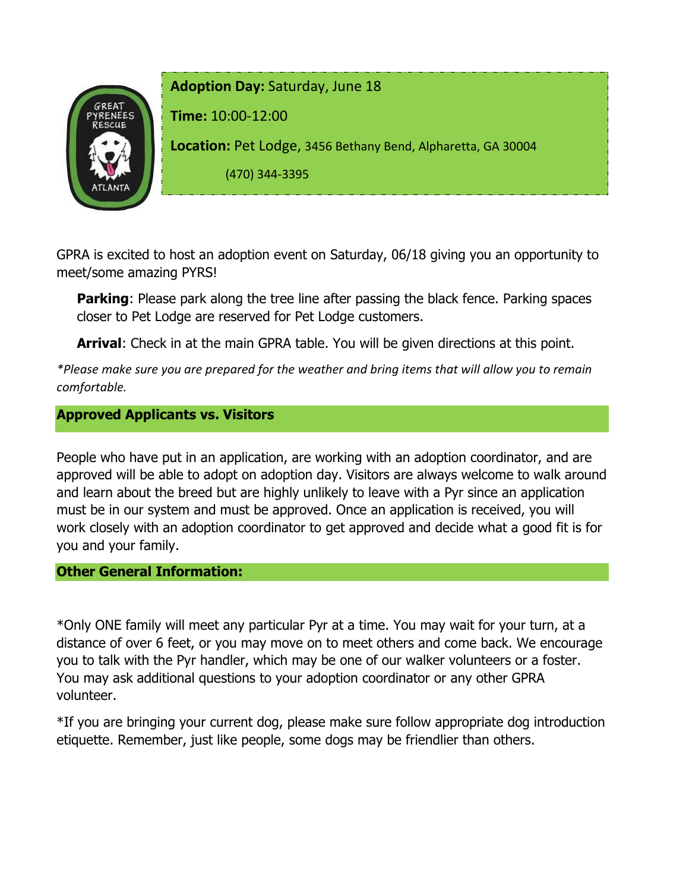**Adoption Day:** Saturday, June 18

**Time:** 10:00-12:00

**Location:** Pet Lodge, 3456 Bethany Bend, Alpharetta, GA 30004

(470) 344-3395

GPRA is excited to host an adoption event on Saturday, 06/18 giving you an opportunity to meet/some amazing PYRS!

**Parking**: Please park along the tree line after passing the black fence. Parking spaces closer to Pet Lodge are reserved for Pet Lodge customers.

**Arrival**: Check in at the main GPRA table. You will be given directions at this point.

*\*Please make sure you are prepared for the weather and bring items that will allow you to remain comfortable.*

## Approved Applicants vs. Visitors

People who have put in an application, are working with an adoption coordinator, and are approved will be able to adopt on adoption day. Visitors are always welcome to walk around and learn about the breed but are highly unlikely to leave with a Pyr since an application must be in our system and must be approved. Once an application is received, you will work closely with an adoption coordinator to get approved and decide what a good fit is for you and your family.

## Other General Information:

*Only ONE family will meet any particular Pyr at a time. You may wait for your turn, at a distance of over 6 feet, or you may move on to meet others and come back. We encourage you to talk with the Pyr handler, which may be one of our walker volunteers or a foster. You may ask additional questions to your adoption coordinator or any other GPRA volunteer.

*If you are bringing your current dog, please make sure follow appropriate dog introduction etiquette. Remember, just like people, some dogs may be friendlier than others.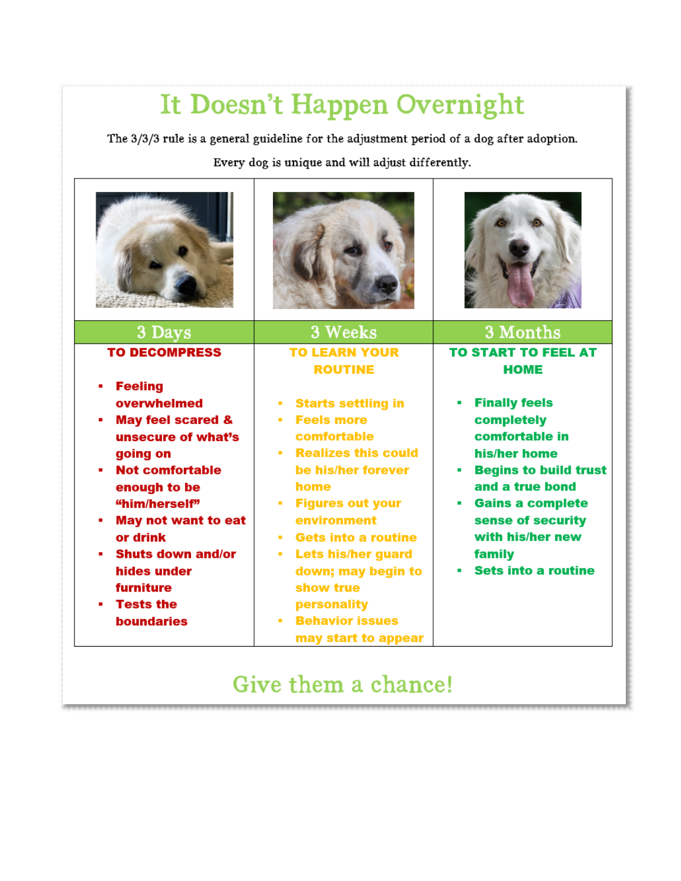# It Doesn't Happen Overnight

The 3/3/3 rule is a general guideline for the adjustment period of a dog after adoption.

Every dog is unique and will adjust differently.

| 3 Days | 3 Weeks | 3 Months |
|---|---|---|
| **TO DECOMPRESS** | **TO LEARN YOUR ROUTINE** | **TO START TO FEEL AT HOME** |
| ▪ **Feeling overwhelmed**<br>▪ **May feel scared & unsecure of what's going on**<br>▪ **Not comfortable enough to be "him/herself"**<br>▪ **May not want to eat or drink**<br>▪ **Shuts down and/or hides under furniture**<br>▪ **Tests the boundaries** | ▪ **Starts settling in**<br>▪ **Feels more comfortable**<br>▪ **Realizes this could be his/her forever home**<br>▪ **Figures out your environment**<br>▪ **Gets into a routine**<br>▪ **Lets his/her guard down; may begin to show true personality**<br>▪ **Behavior issues may start to appear** | ▪ **Finally feels completely comfortable in his/her home**<br>▪ **Begins to build trust and a true bond**<br>▪ **Gains a complete sense of security with his/her new family**<br>▪ **Sets into a routine** |

## Give them a chance!